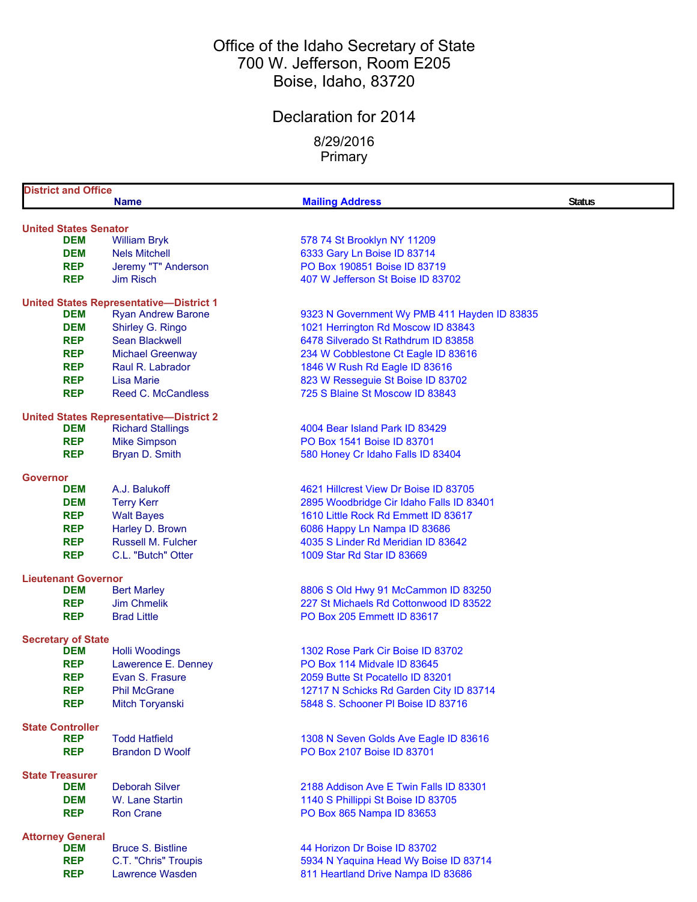# Office of the Idaho Secretary of State
700 W. Jefferson, Room E205
Boise, Idaho, 83720

## Declaration for 2014

8/29/2016
Primary

| District and Office | Name | Mailing Address | Status |
|---|---|---|---|
| **United States Senator** | | | |
| DEM | William Bryk | 578 74 St Brooklyn NY 11209 | |
| DEM | Nels Mitchell | 6333 Gary Ln Boise ID 83714 | |
| REP | Jeremy "T" Anderson | PO Box 190851 Boise ID 83719 | |
| REP | Jim Risch | 407 W Jefferson St Boise ID 83702 | |
| **United States Representative—District 1** | | | |
| DEM | Ryan Andrew Barone | 9323 N Government Wy PMB 411 Hayden ID 83835 | |
| DEM | Shirley G. Ringo | 1021 Herrington Rd Moscow ID 83843 | |
| REP | Sean Blackwell | 6478 Silverado St Rathdrum ID 83858 | |
| REP | Michael Greenway | 234 W Cobblestone Ct Eagle ID 83616 | |
| REP | Raul R. Labrador | 1846 W Rush Rd Eagle ID 83616 | |
| REP | Lisa Marie | 823 W Resseguie St Boise ID 83702 | |
| REP | Reed C. McCandless | 725 S Blaine St Moscow ID 83843 | |
| **United States Representative—District 2** | | | |
| DEM | Richard Stallings | 4004 Bear Island Park ID 83429 | |
| REP | Mike Simpson | PO Box 1541 Boise ID 83701 | |
| REP | Bryan D. Smith | 580 Honey Cr Idaho Falls ID 83404 | |
| **Governor** | | | |
| DEM | A.J. Balukoff | 4621 Hillcrest View Dr Boise ID 83705 | |
| DEM | Terry Kerr | 2895 Woodbridge Cir Idaho Falls ID 83401 | |
| REP | Walt Bayes | 1610 Little Rock Rd Emmett ID 83617 | |
| REP | Harley D. Brown | 6086 Happy Ln Nampa ID 83686 | |
| REP | Russell M. Fulcher | 4035 S Linder Rd Meridian ID 83642 | |
| REP | C.L. "Butch" Otter | 1009 Star Rd Star ID 83669 | |
| **Lieutenant Governor** | | | |
| DEM | Bert Marley | 8806 S Old Hwy 91 McCammon ID 83250 | |
| REP | Jim Chmelik | 227 St Michaels Rd Cottonwood ID 83522 | |
| REP | Brad Little | PO Box 205 Emmett ID 83617 | |
| **Secretary of State** | | | |
| DEM | Holli Woodings | 1302 Rose Park Cir Boise ID 83702 | |
| REP | Lawerence E. Denney | PO Box 114 Midvale ID 83645 | |
| REP | Evan S. Frasure | 2059 Butte St Pocatello ID 83201 | |
| REP | Phil McGrane | 12717 N Schicks Rd Garden City ID 83714 | |
| REP | Mitch Toryanski | 5848 S. Schooner Pl Boise ID 83716 | |
| **State Controller** | | | |
| REP | Todd Hatfield | 1308 N Seven Golds Ave Eagle ID 83616 | |
| REP | Brandon D Woolf | PO Box 2107 Boise ID 83701 | |
| **State Treasurer** | | | |
| DEM | Deborah Silver | 2188 Addison Ave E Twin Falls ID 83301 | |
| DEM | W. Lane Startin | 1140 S Phillippi St Boise ID 83705 | |
| REP | Ron Crane | PO Box 865 Nampa ID 83653 | |
| **Attorney General** | | | |
| DEM | Bruce S. Bistline | 44 Horizon Dr Boise ID 83702 | |
| REP | C.T. "Chris" Troupis | 5934 N Yaquina Head Wy Boise ID 83714 | |
| REP | Lawrence Wasden | 811 Heartland Drive Nampa ID 83686 | |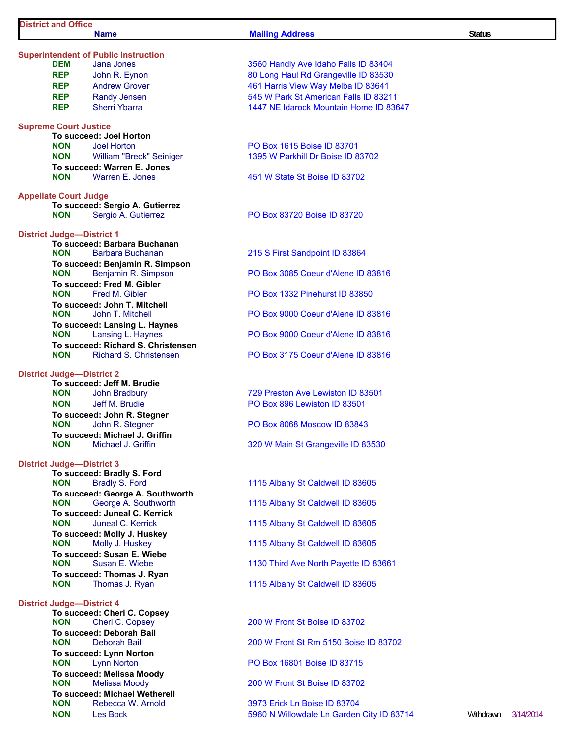| District and Office | Name | Mailing Address | Status | |
|---|---|---|---|---|
| **Superintendent of Public Instruction** | | | | |
| DEM | Jana Jones | 3560 Handly Ave Idaho Falls ID 83404 | | |
| REP | John R. Eynon | 80 Long Haul Rd Grangeville ID 83530 | | |
| REP | Andrew Grover | 461 Harris View Way Melba ID 83641 | | |
| REP | Randy Jensen | 545 W Park St American Falls ID 83211 | | |
| REP | Sherri Ybarra | 1447 NE Idarock Mountain Home ID 83647 | | |
| **Supreme Court Justice** | | | | |
| **To succeed: Joel Horton** | | | | |
| NON | Joel Horton | PO Box 1615 Boise ID 83701 | | |
| NON | William "Breck" Seiniger | 1395 W Parkhill Dr Boise ID 83702 | | |
| **To succeed: Warren E. Jones** | | | | |
| NON | Warren E. Jones | 451 W State St Boise ID 83702 | | |
| **Appellate Court Judge** | | | | |
| **To succeed: Sergio A. Gutierrez** | | | | |
| NON | Sergio A. Gutierrez | PO Box 83720 Boise ID 83720 | | |
| **District Judge—District 1** | | | | |
| **To succeed: Barbara Buchanan** | | | | |
| NON | Barbara Buchanan | 215 S First Sandpoint ID 83864 | | |
| **To succeed: Benjamin R. Simpson** | | | | |
| NON | Benjamin R. Simpson | PO Box 3085 Coeur d'Alene ID 83816 | | |
| **To succeed: Fred M. Gibler** | | | | |
| NON | Fred M. Gibler | PO Box 1332 Pinehurst ID 83850 | | |
| **To succeed: John T. Mitchell** | | | | |
| NON | John T. Mitchell | PO Box 9000 Coeur d'Alene ID 83816 | | |
| **To succeed: Lansing L. Haynes** | | | | |
| NON | Lansing L. Haynes | PO Box 9000 Coeur d'Alene ID 83816 | | |
| **To succeed: Richard S. Christensen** | | | | |
| NON | Richard S. Christensen | PO Box 3175 Coeur d'Alene ID 83816 | | |
| **District Judge—District 2** | | | | |
| **To succeed: Jeff M. Brudie** | | | | |
| NON | John Bradbury | 729 Preston Ave Lewiston ID 83501 | | |
| NON | Jeff M. Brudie | PO Box 896 Lewiston ID 83501 | | |
| **To succeed: John R. Stegner** | | | | |
| NON | John R. Stegner | PO Box 8068 Moscow ID 83843 | | |
| **To succeed: Michael J. Griffin** | | | | |
| NON | Michael J. Griffin | 320 W Main St Grangeville ID 83530 | | |
| **District Judge—District 3** | | | | |
| **To succeed: Bradly S. Ford** | | | | |
| NON | Bradly S. Ford | 1115 Albany St Caldwell ID 83605 | | |
| **To succeed: George A. Southworth** | | | | |
| NON | George A. Southworth | 1115 Albany St Caldwell ID 83605 | | |
| **To succeed: Juneal C. Kerrick** | | | | |
| NON | Juneal C. Kerrick | 1115 Albany St Caldwell ID 83605 | | |
| **To succeed: Molly J. Huskey** | | | | |
| NON | Molly J. Huskey | 1115 Albany St Caldwell ID 83605 | | |
| **To succeed: Susan E. Wiebe** | | | | |
| NON | Susan E. Wiebe | 1130 Third Ave North Payette ID 83661 | | |
| **To succeed: Thomas J. Ryan** | | | | |
| NON | Thomas J. Ryan | 1115 Albany St Caldwell ID 83605 | | |
| **District Judge—District 4** | | | | |
| **To succeed: Cheri C. Copsey** | | | | |
| NON | Cheri C. Copsey | 200 W Front St Boise ID 83702 | | |
| **To succeed: Deborah Bail** | | | | |
| NON | Deborah Bail | 200 W Front St Rm 5150 Boise ID 83702 | | |
| **To succeed: Lynn Norton** | | | | |
| NON | Lynn Norton | PO Box 16801 Boise ID 83715 | | |
| **To succeed: Melissa Moody** | | | | |
| NON | Melissa Moody | 200 W Front St Boise ID 83702 | | |
| **To succeed: Michael Wetherell** | | | | |
| NON | Rebecca W. Arnold | 3973 Erick Ln Boise ID 83704 | | |
| NON | Les Bock | 5960 N Willowdale Ln Garden City ID 83714 | Withdrawn | 3/14/2014 |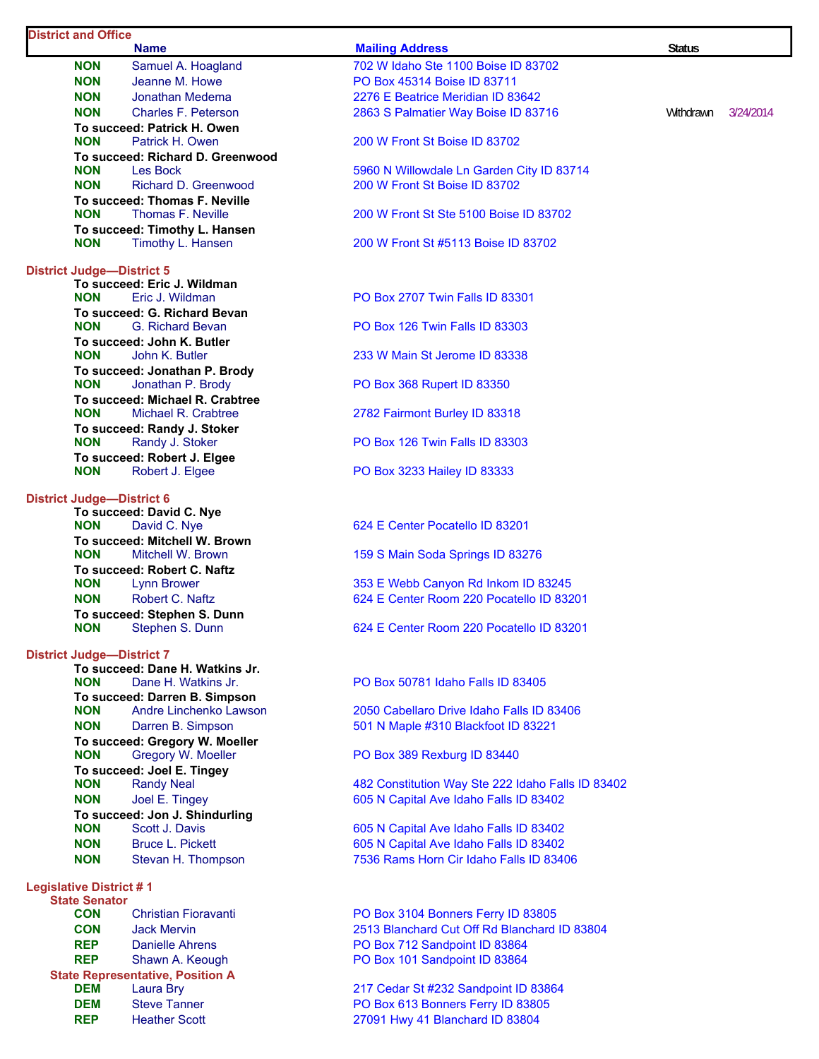| District and Office | Name | Mailing Address | Status | |
|---|---|---|---|---|
| NON | Samuel A. Hoagland | 702 W Idaho Ste 1100 Boise ID 83702 | | |
| NON | Jeanne M. Howe | PO Box 45314 Boise ID 83711 | | |
| NON | Jonathan Medema | 2276 E Beatrice Meridian ID 83642 | | |
| NON | Charles F. Peterson | 2863 S Palmatier Way Boise ID 83716 | Withdrawn | 3/24/2014 |
| **To succeed: Patrick H. Owen** | | | | |
| NON | Patrick H. Owen | 200 W Front St Boise ID 83702 | | |
| **To succeed: Richard D. Greenwood** | | | | |
| NON | Les Bock | 5960 N Willowdale Ln Garden City ID 83714 | | |
| NON | Richard D. Greenwood | 200 W Front St Boise ID 83702 | | |
| **To succeed: Thomas F. Neville** | | | | |
| NON | Thomas F. Neville | 200 W Front St Ste 5100 Boise ID 83702 | | |
| **To succeed: Timothy L. Hansen** | | | | |
| NON | Timothy L. Hansen | 200 W Front St #5113 Boise ID 83702 | | |
| **District Judge—District 5** | | | | |
| **To succeed: Eric J. Wildman** | | | | |
| NON | Eric J. Wildman | PO Box 2707 Twin Falls ID 83301 | | |
| **To succeed: G. Richard Bevan** | | | | |
| NON | G. Richard Bevan | PO Box 126 Twin Falls ID 83303 | | |
| **To succeed: John K. Butler** | | | | |
| NON | John K. Butler | 233 W Main St Jerome ID 83338 | | |
| **To succeed: Jonathan P. Brody** | | | | |
| NON | Jonathan P. Brody | PO Box 368 Rupert ID 83350 | | |
| **To succeed: Michael R. Crabtree** | | | | |
| NON | Michael R. Crabtree | 2782 Fairmont Burley ID 83318 | | |
| **To succeed: Randy J. Stoker** | | | | |
| NON | Randy J. Stoker | PO Box 126 Twin Falls ID 83303 | | |
| **To succeed: Robert J. Elgee** | | | | |
| NON | Robert J. Elgee | PO Box 3233 Hailey ID 83333 | | |
| **District Judge—District 6** | | | | |
| **To succeed: David C. Nye** | | | | |
| NON | David C. Nye | 624 E Center Pocatello ID 83201 | | |
| **To succeed: Mitchell W. Brown** | | | | |
| NON | Mitchell W. Brown | 159 S Main Soda Springs ID 83276 | | |
| **To succeed: Robert C. Naftz** | | | | |
| NON | Lynn Brower | 353 E Webb Canyon Rd Inkom ID 83245 | | |
| NON | Robert C. Naftz | 624 E Center Room 220 Pocatello ID 83201 | | |
| **To succeed: Stephen S. Dunn** | | | | |
| NON | Stephen S. Dunn | 624 E Center Room 220 Pocatello ID 83201 | | |
| **District Judge—District 7** | | | | |
| **To succeed: Dane H. Watkins Jr.** | | | | |
| NON | Dane H. Watkins Jr. | PO Box 50781 Idaho Falls ID 83405 | | |
| **To succeed: Darren B. Simpson** | | | | |
| NON | Andre Linchenko Lawson | 2050 Cabellaro Drive Idaho Falls ID 83406 | | |
| NON | Darren B. Simpson | 501 N Maple #310 Blackfoot ID 83221 | | |
| **To succeed: Gregory W. Moeller** | | | | |
| NON | Gregory W. Moeller | PO Box 389 Rexburg ID 83440 | | |
| **To succeed: Joel E. Tingey** | | | | |
| NON | Randy Neal | 482 Constitution Way Ste 222 Idaho Falls ID 83402 | | |
| NON | Joel E. Tingey | 605 N Capital Ave Idaho Falls ID 83402 | | |
| **To succeed: Jon J. Shindurling** | | | | |
| NON | Scott J. Davis | 605 N Capital Ave Idaho Falls ID 83402 | | |
| NON | Bruce L. Pickett | 605 N Capital Ave Idaho Falls ID 83402 | | |
| NON | Stevan H. Thompson | 7536 Rams Horn Cir Idaho Falls ID 83406 | | |
| **Legislative District # 1** | | | | |
| **State Senator** | | | | |
| CON | Christian Fioravanti | PO Box 3104 Bonners Ferry ID 83805 | | |
| CON | Jack Mervin | 2513 Blanchard Cut Off Rd Blanchard ID 83804 | | |
| REP | Danielle Ahrens | PO Box 712 Sandpoint ID 83864 | | |
| REP | Shawn A. Keough | PO Box 101 Sandpoint ID 83864 | | |
| **State Representative, Position A** | | | | |
| DEM | Laura Bry | 217 Cedar St #232 Sandpoint ID 83864 | | |
| DEM | Steve Tanner | PO Box 613 Bonners Ferry ID 83805 | | |
| REP | Heather Scott | 27091 Hwy 41 Blanchard ID 83804 | | |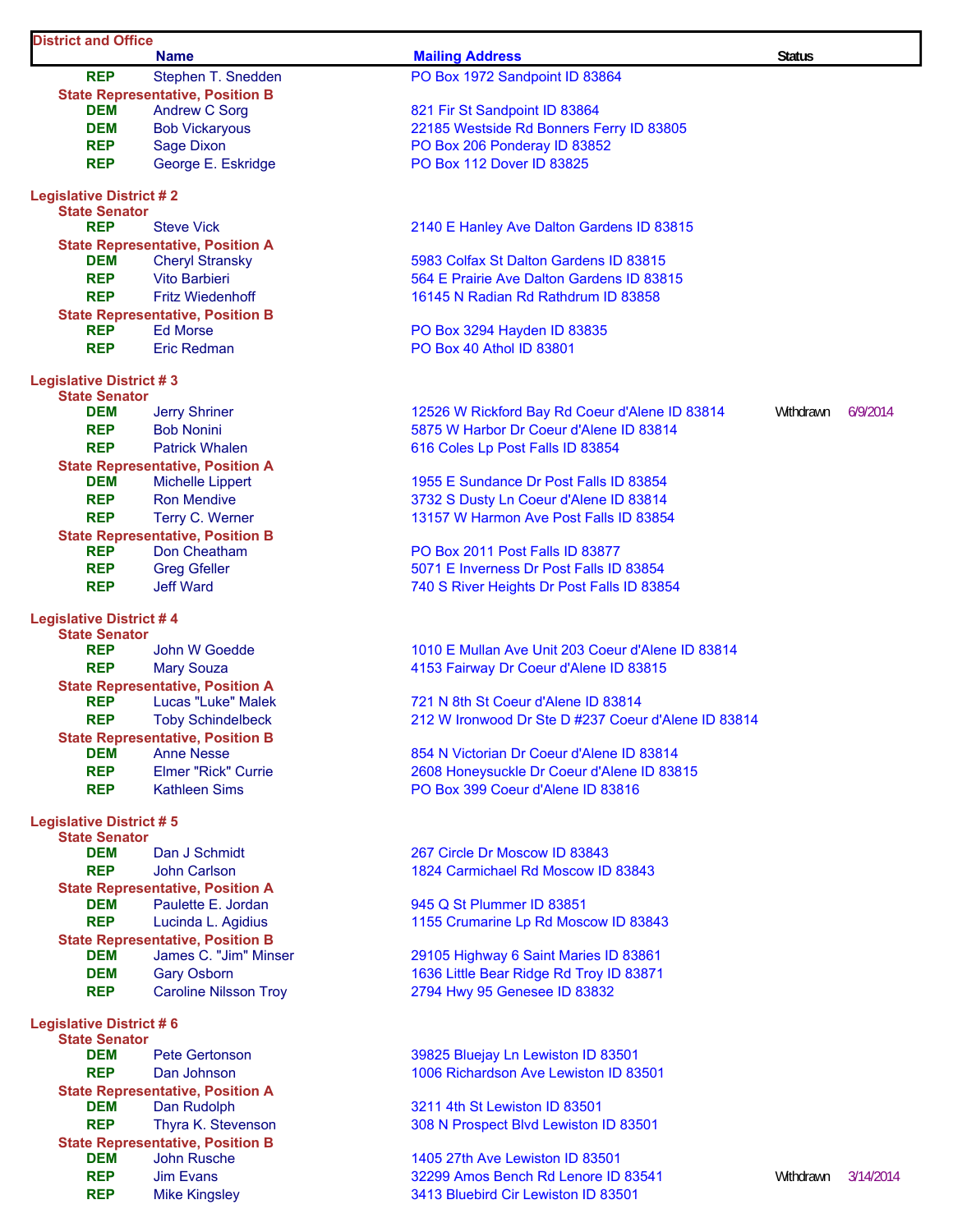| District and Office | Name | Mailing Address | Status | |
|---|---|---|---|---|
| REP | Stephen T. Snedden | PO Box 1972 Sandpoint ID 83864 | | |
| **State Representative, Position B** | | | | |
| DEM | Andrew C Sorg | 821 Fir St Sandpoint ID 83864 | | |
| DEM | Bob Vickaryous | 22185 Westside Rd Bonners Ferry ID 83805 | | |
| REP | Sage Dixon | PO Box 206 Ponderay ID 83852 | | |
| REP | George E. Eskridge | PO Box 112 Dover ID 83825 | | |
| **Legislative District # 2** | | | | |
| **State Senator** | | | | |
| REP | Steve Vick | 2140 E Hanley Ave Dalton Gardens ID 83815 | | |
| **State Representative, Position A** | | | | |
| DEM | Cheryl Stransky | 5983 Colfax St Dalton Gardens ID 83815 | | |
| REP | Vito Barbieri | 564 E Prairie Ave Dalton Gardens ID 83815 | | |
| REP | Fritz Wiedenhoff | 16145 N Radian Rd Rathdrum ID 83858 | | |
| **State Representative, Position B** | | | | |
| REP | Ed Morse | PO Box 3294 Hayden ID 83835 | | |
| REP | Eric Redman | PO Box 40 Athol ID 83801 | | |
| **Legislative District # 3** | | | | |
| **State Senator** | | | | |
| DEM | Jerry Shriner | 12526 W Rickford Bay Rd Coeur d'Alene ID 83814 | Withdrawn | 6/9/2014 |
| REP | Bob Nonini | 5875 W Harbor Dr Coeur d'Alene ID 83814 | | |
| REP | Patrick Whalen | 616 Coles Lp Post Falls ID 83854 | | |
| **State Representative, Position A** | | | | |
| DEM | Michelle Lippert | 1955 E Sundance Dr Post Falls ID 83854 | | |
| REP | Ron Mendive | 3732 S Dusty Ln Coeur d'Alene ID 83814 | | |
| REP | Terry C. Werner | 13157 W Harmon Ave Post Falls ID 83854 | | |
| **State Representative, Position B** | | | | |
| REP | Don Cheatham | PO Box 2011 Post Falls ID 83877 | | |
| REP | Greg Gfeller | 5071 E Inverness Dr Post Falls ID 83854 | | |
| REP | Jeff Ward | 740 S River Heights Dr Post Falls ID 83854 | | |
| **Legislative District # 4** | | | | |
| **State Senator** | | | | |
| REP | John W Goedde | 1010 E Mullan Ave Unit 203 Coeur d'Alene ID 83814 | | |
| REP | Mary Souza | 4153 Fairway Dr Coeur d'Alene ID 83815 | | |
| **State Representative, Position A** | | | | |
| REP | Lucas "Luke" Malek | 721 N 8th St Coeur d'Alene ID 83814 | | |
| REP | Toby Schindelbeck | 212 W Ironwood Dr Ste D #237 Coeur d'Alene ID 83814 | | |
| **State Representative, Position B** | | | | |
| DEM | Anne Nesse | 854 N Victorian Dr Coeur d'Alene ID 83814 | | |
| REP | Elmer "Rick" Currie | 2608 Honeysuckle Dr Coeur d'Alene ID 83815 | | |
| REP | Kathleen Sims | PO Box 399 Coeur d'Alene ID 83816 | | |
| **Legislative District # 5** | | | | |
| **State Senator** | | | | |
| DEM | Dan J Schmidt | 267 Circle Dr Moscow ID 83843 | | |
| REP | John Carlson | 1824 Carmichael Rd Moscow ID 83843 | | |
| **State Representative, Position A** | | | | |
| DEM | Paulette E. Jordan | 945 Q St Plummer ID 83851 | | |
| REP | Lucinda L. Agidius | 1155 Crumarine Lp Rd Moscow ID 83843 | | |
| **State Representative, Position B** | | | | |
| DEM | James C. "Jim" Minser | 29105 Highway 6 Saint Maries ID 83861 | | |
| DEM | Gary Osborn | 1636 Little Bear Ridge Rd Troy ID 83871 | | |
| REP | Caroline Nilsson Troy | 2794 Hwy 95 Genesee ID 83832 | | |
| **Legislative District # 6** | | | | |
| **State Senator** | | | | |
| DEM | Pete Gertonson | 39825 Bluejay Ln Lewiston ID 83501 | | |
| REP | Dan Johnson | 1006 Richardson Ave Lewiston ID 83501 | | |
| **State Representative, Position A** | | | | |
| DEM | Dan Rudolph | 3211 4th St Lewiston ID 83501 | | |
| REP | Thyra K. Stevenson | 308 N Prospect Blvd Lewiston ID 83501 | | |
| **State Representative, Position B** | | | | |
| DEM | John Rusche | 1405 27th Ave Lewiston ID 83501 | | |
| REP | Jim Evans | 32299 Amos Bench Rd Lenore ID 83541 | Withdrawn | 3/14/2014 |
| REP | Mike Kingsley | 3413 Bluebird Cir Lewiston ID 83501 | | |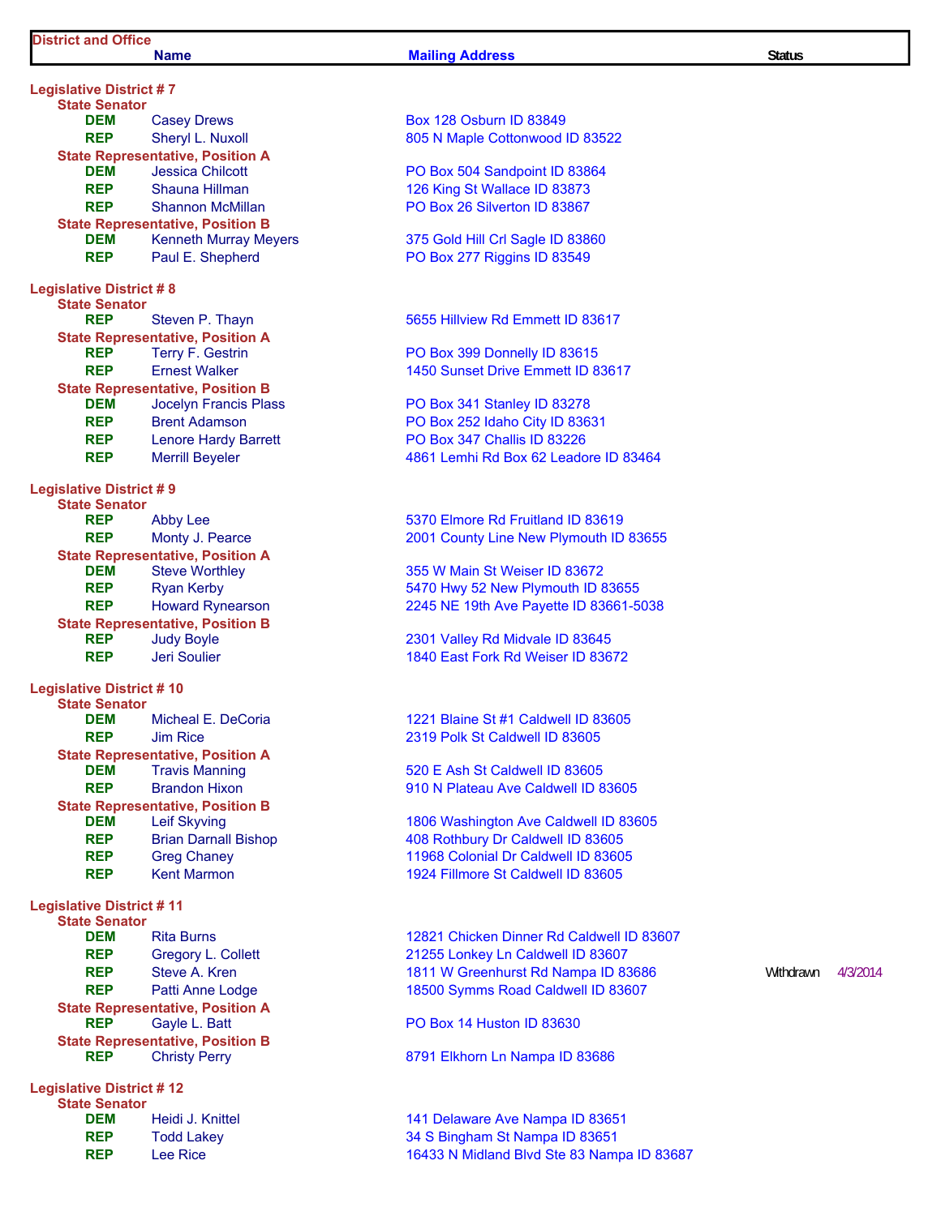| District and Office | Name | Mailing Address | Status | |
|---|---|---|---|---|
| **Legislative District # 7** | | | | |
| **State Senator** | | | | |
| DEM | Casey Drews | Box 128 Osburn ID 83849 | | |
| REP | Sheryl L. Nuxoll | 805 N Maple Cottonwood ID 83522 | | |
| **State Representative, Position A** | | | | |
| DEM | Jessica Chilcott | PO Box 504 Sandpoint ID 83864 | | |
| REP | Shauna Hillman | 126 King St Wallace ID 83873 | | |
| REP | Shannon McMillan | PO Box 26 Silverton ID 83867 | | |
| **State Representative, Position B** | | | | |
| DEM | Kenneth Murray Meyers | 375 Gold Hill Crl Sagle ID 83860 | | |
| REP | Paul E. Shepherd | PO Box 277 Riggins ID 83549 | | |
| **Legislative District # 8** | | | | |
| **State Senator** | | | | |
| REP | Steven P. Thayn | 5655 Hillview Rd Emmett ID 83617 | | |
| **State Representative, Position A** | | | | |
| REP | Terry F. Gestrin | PO Box 399 Donnelly ID 83615 | | |
| REP | Ernest Walker | 1450 Sunset Drive Emmett ID 83617 | | |
| **State Representative, Position B** | | | | |
| DEM | Jocelyn Francis Plass | PO Box 341 Stanley ID 83278 | | |
| REP | Brent Adamson | PO Box 252 Idaho City ID 83631 | | |
| REP | Lenore Hardy Barrett | PO Box 347 Challis ID 83226 | | |
| REP | Merrill Beyeler | 4861 Lemhi Rd Box 62 Leadore ID 83464 | | |
| **Legislative District # 9** | | | | |
| **State Senator** | | | | |
| REP | Abby Lee | 5370 Elmore Rd Fruitland ID 83619 | | |
| REP | Monty J. Pearce | 2001 County Line New Plymouth ID 83655 | | |
| **State Representative, Position A** | | | | |
| DEM | Steve Worthley | 355 W Main St Weiser ID 83672 | | |
| REP | Ryan Kerby | 5470 Hwy 52 New Plymouth ID 83655 | | |
| REP | Howard Rynearson | 2245 NE 19th Ave Payette ID 83661-5038 | | |
| **State Representative, Position B** | | | | |
| REP | Judy Boyle | 2301 Valley Rd Midvale ID 83645 | | |
| REP | Jeri Soulier | 1840 East Fork Rd Weiser ID 83672 | | |
| **Legislative District # 10** | | | | |
| **State Senator** | | | | |
| DEM | Micheal E. DeCoria | 1221 Blaine St #1 Caldwell ID 83605 | | |
| REP | Jim Rice | 2319 Polk St Caldwell ID 83605 | | |
| **State Representative, Position A** | | | | |
| DEM | Travis Manning | 520 E Ash St Caldwell ID 83605 | | |
| REP | Brandon Hixon | 910 N Plateau Ave Caldwell ID 83605 | | |
| **State Representative, Position B** | | | | |
| DEM | Leif Skyving | 1806 Washington Ave Caldwell ID 83605 | | |
| REP | Brian Darnall Bishop | 408 Rothbury Dr Caldwell ID 83605 | | |
| REP | Greg Chaney | 11968 Colonial Dr Caldwell ID 83605 | | |
| REP | Kent Marmon | 1924 Fillmore St Caldwell ID 83605 | | |
| **Legislative District # 11** | | | | |
| **State Senator** | | | | |
| DEM | Rita Burns | 12821 Chicken Dinner Rd Caldwell ID 83607 | | |
| REP | Gregory L. Collett | 21255 Lonkey Ln Caldwell ID 83607 | | |
| REP | Steve A. Kren | 1811 W Greenhurst Rd Nampa ID 83686 | Withdrawn | 4/3/2014 |
| REP | Patti Anne Lodge | 18500 Symms Road Caldwell ID 83607 | | |
| **State Representative, Position A** | | | | |
| REP | Gayle L. Batt | PO Box 14 Huston ID 83630 | | |
| **State Representative, Position B** | | | | |
| REP | Christy Perry | 8791 Elkhorn Ln Nampa ID 83686 | | |
| **Legislative District # 12** | | | | |
| **State Senator** | | | | |
| DEM | Heidi J. Knittel | 141 Delaware Ave Nampa ID 83651 | | |
| REP | Todd Lakey | 34 S Bingham St Nampa ID 83651 | | |
| REP | Lee Rice | 16433 N Midland Blvd Ste 83 Nampa ID 83687 | | |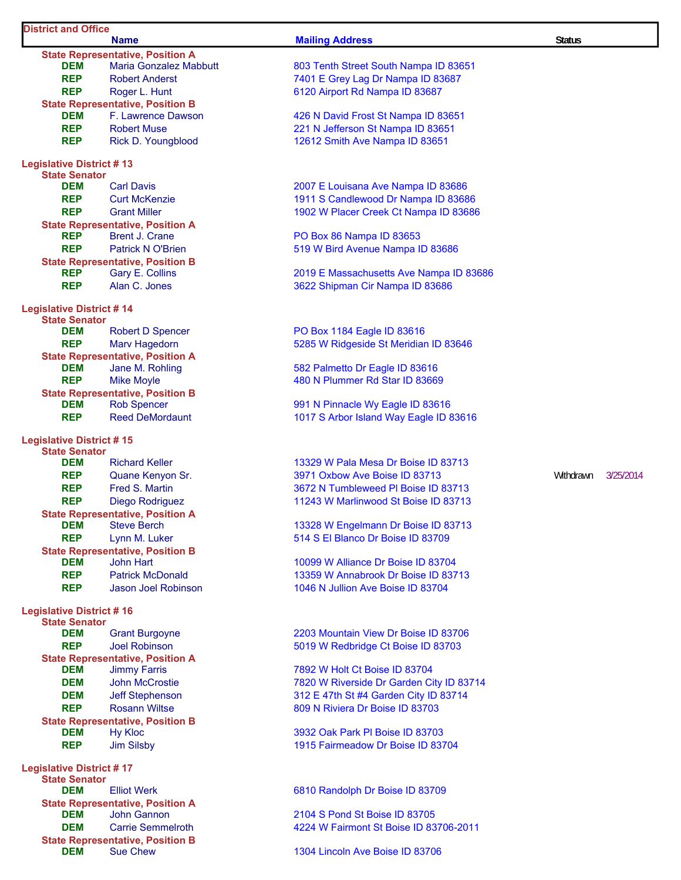| District and Office | | | | |
|---|---|---|---|---|
| | **Name** | **Mailing Address** | **Status** | |
| **State Representative, Position A** | | | | |
| DEM | Maria Gonzalez Mabbutt | 803 Tenth Street South Nampa ID 83651 | | |
| REP | Robert Anderst | 7401 E Grey Lag Dr Nampa ID 83687 | | |
| REP | Roger L. Hunt | 6120 Airport Rd Nampa ID 83687 | | |
| **State Representative, Position B** | | | | |
| DEM | F. Lawrence Dawson | 426 N David Frost St Nampa ID 83651 | | |
| REP | Robert Muse | 221 N Jefferson St Nampa ID 83651 | | |
| REP | Rick D. Youngblood | 12612 Smith Ave Nampa ID 83651 | | |
| **Legislative District # 13** | | | | |
| **State Senator** | | | | |
| DEM | Carl Davis | 2007 E Louisana Ave Nampa ID 83686 | | |
| REP | Curt McKenzie | 1911 S Candlewood Dr Nampa ID 83686 | | |
| REP | Grant Miller | 1902 W Placer Creek Ct Nampa ID 83686 | | |
| **State Representative, Position A** | | | | |
| REP | Brent J. Crane | PO Box 86 Nampa ID 83653 | | |
| REP | Patrick N O'Brien | 519 W Bird Avenue Nampa ID 83686 | | |
| **State Representative, Position B** | | | | |
| REP | Gary E. Collins | 2019 E Massachusetts Ave Nampa ID 83686 | | |
| REP | Alan C. Jones | 3622 Shipman Cir Nampa ID 83686 | | |
| **Legislative District # 14** | | | | |
| **State Senator** | | | | |
| DEM | Robert D Spencer | PO Box 1184 Eagle ID 83616 | | |
| REP | Marv Hagedorn | 5285 W Ridgeside St Meridian ID 83646 | | |
| **State Representative, Position A** | | | | |
| DEM | Jane M. Rohling | 582 Palmetto Dr Eagle ID 83616 | | |
| REP | Mike Moyle | 480 N Plummer Rd Star ID 83669 | | |
| **State Representative, Position B** | | | | |
| DEM | Rob Spencer | 991 N Pinnacle Wy Eagle ID 83616 | | |
| REP | Reed DeMordaunt | 1017 S Arbor Island Way Eagle ID 83616 | | |
| **Legislative District # 15** | | | | |
| **State Senator** | | | | |
| DEM | Richard Keller | 13329 W Pala Mesa Dr Boise ID 83713 | | |
| REP | Quane Kenyon Sr. | 3971 Oxbow Ave Boise ID 83713 | Withdrawn | 3/25/2014 |
| REP | Fred S. Martin | 3672 N Tumbleweed Pl Boise ID 83713 | | |
| REP | Diego Rodriguez | 11243 W Marlinwood St Boise ID 83713 | | |
| **State Representative, Position A** | | | | |
| DEM | Steve Berch | 13328 W Engelmann Dr Boise ID 83713 | | |
| REP | Lynn M. Luker | 514 S El Blanco Dr Boise ID 83709 | | |
| **State Representative, Position B** | | | | |
| DEM | John Hart | 10099 W Alliance Dr Boise ID 83704 | | |
| REP | Patrick McDonald | 13359 W Annabrook Dr Boise ID 83713 | | |
| REP | Jason Joel Robinson | 1046 N Jullion Ave Boise ID 83704 | | |
| **Legislative District # 16** | | | | |
| **State Senator** | | | | |
| DEM | Grant Burgoyne | 2203 Mountain View Dr Boise ID 83706 | | |
| REP | Joel Robinson | 5019 W Redbridge Ct Boise ID 83703 | | |
| **State Representative, Position A** | | | | |
| DEM | Jimmy Farris | 7892 W Holt Ct Boise ID 83704 | | |
| DEM | John McCrostie | 7820 W Riverside Dr Garden City ID 83714 | | |
| DEM | Jeff Stephenson | 312 E 47th St #4 Garden City ID 83714 | | |
| REP | Rosann Wiltse | 809 N Riviera Dr Boise ID 83703 | | |
| **State Representative, Position B** | | | | |
| DEM | Hy Kloc | 3932 Oak Park Pl Boise ID 83703 | | |
| REP | Jim Silsby | 1915 Fairmeadow Dr Boise ID 83704 | | |
| **Legislative District # 17** | | | | |
| **State Senator** | | | | |
| DEM | Elliot Werk | 6810 Randolph Dr Boise ID 83709 | | |
| **State Representative, Position A** | | | | |
| DEM | John Gannon | 2104 S Pond St Boise ID 83705 | | |
| DEM | Carrie Semmelroth | 4224 W Fairmont St Boise ID 83706-2011 | | |
| **State Representative, Position B** | | | | |
| DEM | Sue Chew | 1304 Lincoln Ave Boise ID 83706 | | |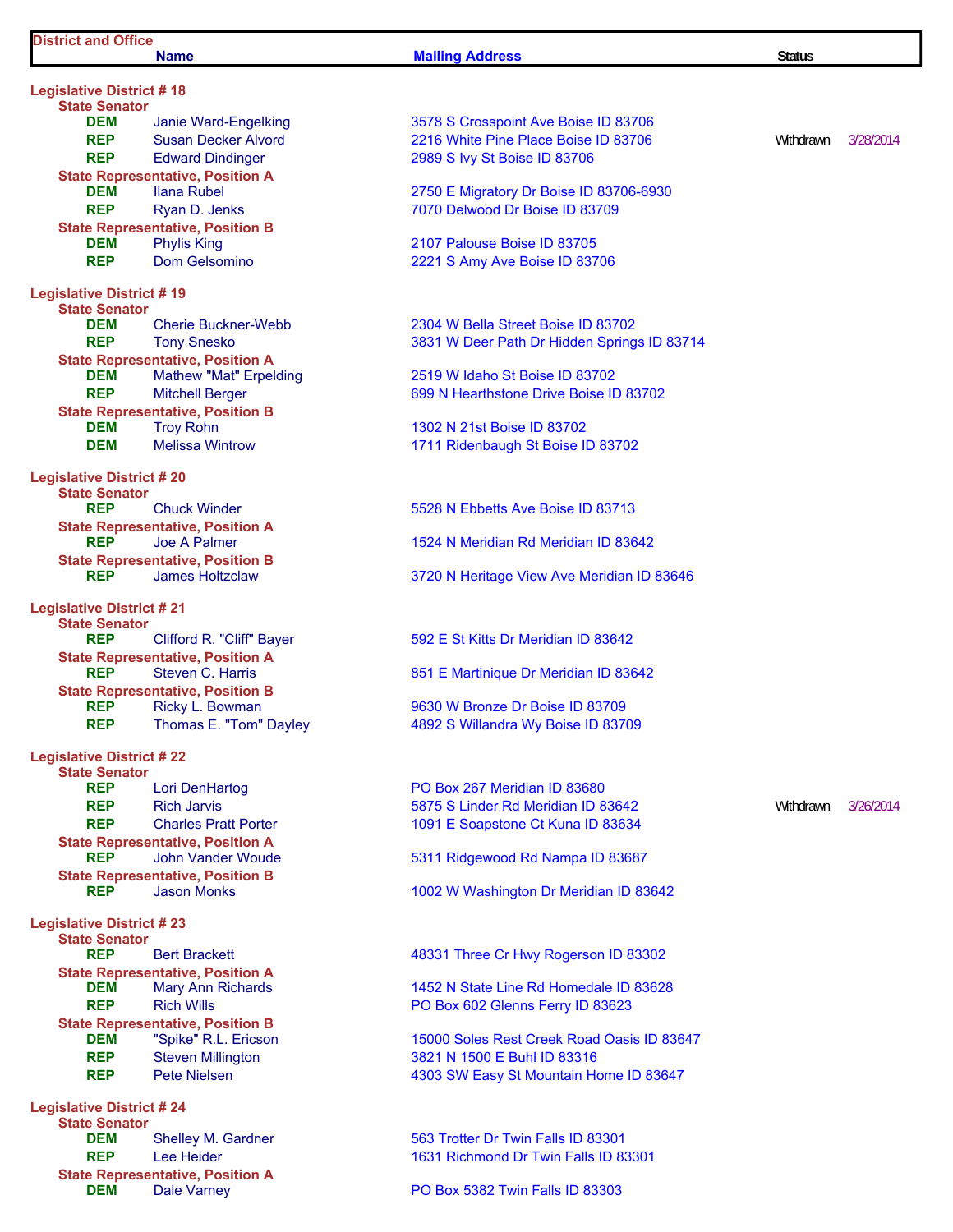| District and Office | Name | Mailing Address | Status | |
|---|---|---|---|---|
| **Legislative District # 18** | | | | |
| **State Senator** | | | | |
| DEM | Janie Ward-Engelking | 3578 S Crosspoint Ave Boise ID 83706 | | |
| REP | Susan Decker Alvord | 2216 White Pine Place Boise ID 83706 | Withdrawn | 3/28/2014 |
| REP | Edward Dindinger | 2989 S Ivy St Boise ID 83706 | | |
| **State Representative, Position A** | | | | |
| DEM | Ilana Rubel | 2750 E Migratory Dr Boise ID 83706-6930 | | |
| REP | Ryan D. Jenks | 7070 Delwood Dr Boise ID 83709 | | |
| **State Representative, Position B** | | | | |
| DEM | Phylis King | 2107 Palouse Boise ID 83705 | | |
| REP | Dom Gelsomino | 2221 S Amy Ave Boise ID 83706 | | |
| **Legislative District # 19** | | | | |
| **State Senator** | | | | |
| DEM | Cherie Buckner-Webb | 2304 W Bella Street Boise ID 83702 | | |
| REP | Tony Snesko | 3831 W Deer Path Dr Hidden Springs ID 83714 | | |
| **State Representative, Position A** | | | | |
| DEM | Mathew "Mat" Erpelding | 2519 W Idaho St Boise ID 83702 | | |
| REP | Mitchell Berger | 699 N Hearthstone Drive Boise ID 83702 | | |
| **State Representative, Position B** | | | | |
| DEM | Troy Rohn | 1302 N 21st Boise ID 83702 | | |
| DEM | Melissa Wintrow | 1711 Ridenbaugh St Boise ID 83702 | | |
| **Legislative District # 20** | | | | |
| **State Senator** | | | | |
| REP | Chuck Winder | 5528 N Ebbetts Ave Boise ID 83713 | | |
| **State Representative, Position A** | | | | |
| REP | Joe A Palmer | 1524 N Meridian Rd Meridian ID 83642 | | |
| **State Representative, Position B** | | | | |
| REP | James Holtzclaw | 3720 N Heritage View Ave Meridian ID 83646 | | |
| **Legislative District # 21** | | | | |
| **State Senator** | | | | |
| REP | Clifford R. "Cliff" Bayer | 592 E St Kitts Dr Meridian ID 83642 | | |
| **State Representative, Position A** | | | | |
| REP | Steven C. Harris | 851 E Martinique Dr Meridian ID 83642 | | |
| **State Representative, Position B** | | | | |
| REP | Ricky L. Bowman | 9630 W Bronze Dr Boise ID 83709 | | |
| REP | Thomas E. "Tom" Dayley | 4892 S Willandra Wy Boise ID 83709 | | |
| **Legislative District # 22** | | | | |
| **State Senator** | | | | |
| REP | Lori DenHartog | PO Box 267 Meridian ID 83680 | | |
| REP | Rich Jarvis | 5875 S Linder Rd Meridian ID 83642 | Withdrawn | 3/26/2014 |
| REP | Charles Pratt Porter | 1091 E Soapstone Ct Kuna ID 83634 | | |
| **State Representative, Position A** | | | | |
| REP | John Vander Woude | 5311 Ridgewood Rd Nampa ID 83687 | | |
| **State Representative, Position B** | | | | |
| REP | Jason Monks | 1002 W Washington Dr Meridian ID 83642 | | |
| **Legislative District # 23** | | | | |
| **State Senator** | | | | |
| REP | Bert Brackett | 48331 Three Cr Hwy Rogerson ID 83302 | | |
| **State Representative, Position A** | | | | |
| DEM | Mary Ann Richards | 1452 N State Line Rd Homedale ID 83628 | | |
| REP | Rich Wills | PO Box 602 Glenns Ferry ID 83623 | | |
| **State Representative, Position B** | | | | |
| DEM | "Spike" R.L. Ericson | 15000 Soles Rest Creek Road Oasis ID 83647 | | |
| REP | Steven Millington | 3821 N 1500 E Buhl ID 83316 | | |
| REP | Pete Nielsen | 4303 SW Easy St Mountain Home ID 83647 | | |
| **Legislative District # 24** | | | | |
| **State Senator** | | | | |
| DEM | Shelley M. Gardner | 563 Trotter Dr Twin Falls ID 83301 | | |
| REP | Lee Heider | 1631 Richmond Dr Twin Falls ID 83301 | | |
| **State Representative, Position A** | | | | |
| DEM | Dale Varney | PO Box 5382 Twin Falls ID 83303 | | |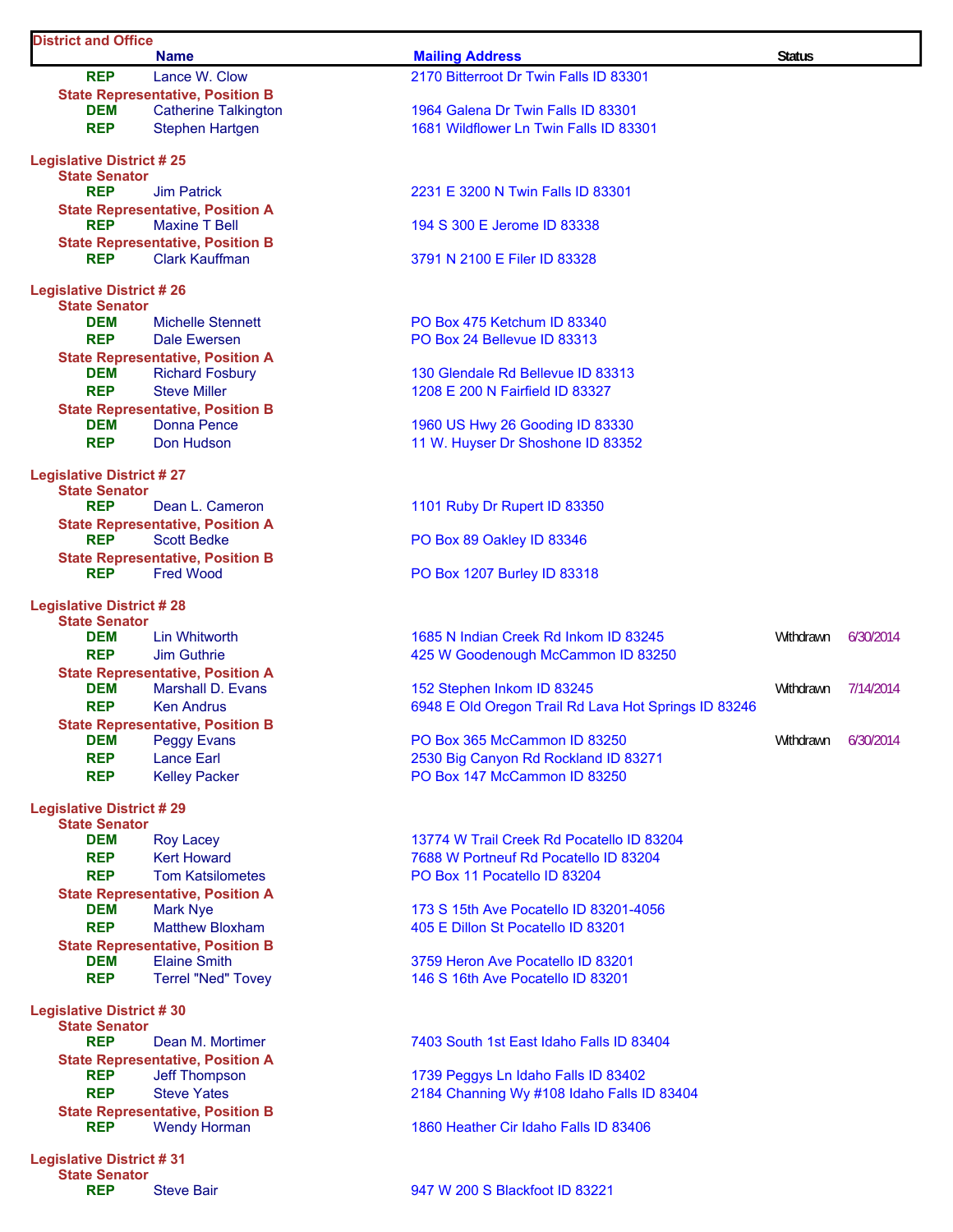| District and Office | Name | Mailing Address | Status | |
|---|---|---|---|---|
| REP | Lance W. Clow | 2170 Bitterroot Dr Twin Falls ID 83301 | | |
| **State Representative, Position B** | | | | |
| DEM | Catherine Talkington | 1964 Galena Dr Twin Falls ID 83301 | | |
| REP | Stephen Hartgen | 1681 Wildflower Ln Twin Falls ID 83301 | | |
| **Legislative District # 25** | | | | |
| **State Senator** | | | | |
| REP | Jim Patrick | 2231 E 3200 N Twin Falls ID 83301 | | |
| **State Representative, Position A** | | | | |
| REP | Maxine T Bell | 194 S 300 E Jerome ID 83338 | | |
| **State Representative, Position B** | | | | |
| REP | Clark Kauffman | 3791 N 2100 E Filer ID 83328 | | |
| **Legislative District # 26** | | | | |
| **State Senator** | | | | |
| DEM | Michelle Stennett | PO Box 475 Ketchum ID 83340 | | |
| REP | Dale Ewersen | PO Box 24 Bellevue ID 83313 | | |
| **State Representative, Position A** | | | | |
| DEM | Richard Fosbury | 130 Glendale Rd Bellevue ID 83313 | | |
| REP | Steve Miller | 1208 E 200 N Fairfield ID 83327 | | |
| **State Representative, Position B** | | | | |
| DEM | Donna Pence | 1960 US Hwy 26 Gooding ID 83330 | | |
| REP | Don Hudson | 11 W. Huyser Dr Shoshone ID 83352 | | |
| **Legislative District # 27** | | | | |
| **State Senator** | | | | |
| REP | Dean L. Cameron | 1101 Ruby Dr Rupert ID 83350 | | |
| **State Representative, Position A** | | | | |
| REP | Scott Bedke | PO Box 89 Oakley ID 83346 | | |
| **State Representative, Position B** | | | | |
| REP | Fred Wood | PO Box 1207 Burley ID 83318 | | |
| **Legislative District # 28** | | | | |
| **State Senator** | | | | |
| DEM | Lin Whitworth | 1685 N Indian Creek Rd Inkom ID 83245 | Withdrawn | 6/30/2014 |
| REP | Jim Guthrie | 425 W Goodenough McCammon ID 83250 | | |
| **State Representative, Position A** | | | | |
| DEM | Marshall D. Evans | 152 Stephen Inkom ID 83245 | Withdrawn | 7/14/2014 |
| REP | Ken Andrus | 6948 E Old Oregon Trail Rd Lava Hot Springs ID 83246 | | |
| **State Representative, Position B** | | | | |
| DEM | Peggy Evans | PO Box 365 McCammon ID 83250 | Withdrawn | 6/30/2014 |
| REP | Lance Earl | 2530 Big Canyon Rd Rockland ID 83271 | | |
| REP | Kelley Packer | PO Box 147 McCammon ID 83250 | | |
| **Legislative District # 29** | | | | |
| **State Senator** | | | | |
| DEM | Roy Lacey | 13774 W Trail Creek Rd Pocatello ID 83204 | | |
| REP | Kert Howard | 7688 W Portneuf Rd Pocatello ID 83204 | | |
| REP | Tom Katsilometes | PO Box 11 Pocatello ID 83204 | | |
| **State Representative, Position A** | | | | |
| DEM | Mark Nye | 173 S 15th Ave Pocatello ID 83201-4056 | | |
| REP | Matthew Bloxham | 405 E Dillon St Pocatello ID 83201 | | |
| **State Representative, Position B** | | | | |
| DEM | Elaine Smith | 3759 Heron Ave Pocatello ID 83201 | | |
| REP | Terrel "Ned" Tovey | 146 S 16th Ave Pocatello ID 83201 | | |
| **Legislative District # 30** | | | | |
| **State Senator** | | | | |
| REP | Dean M. Mortimer | 7403 South 1st East Idaho Falls ID 83404 | | |
| **State Representative, Position A** | | | | |
| REP | Jeff Thompson | 1739 Peggys Ln Idaho Falls ID 83402 | | |
| REP | Steve Yates | 2184 Channing Wy #108 Idaho Falls ID 83404 | | |
| **State Representative, Position B** | | | | |
| REP | Wendy Horman | 1860 Heather Cir Idaho Falls ID 83406 | | |
| **Legislative District # 31** | | | | |
| **State Senator** | | | | |
| REP | Steve Bair | 947 W 200 S Blackfoot ID 83221 | | |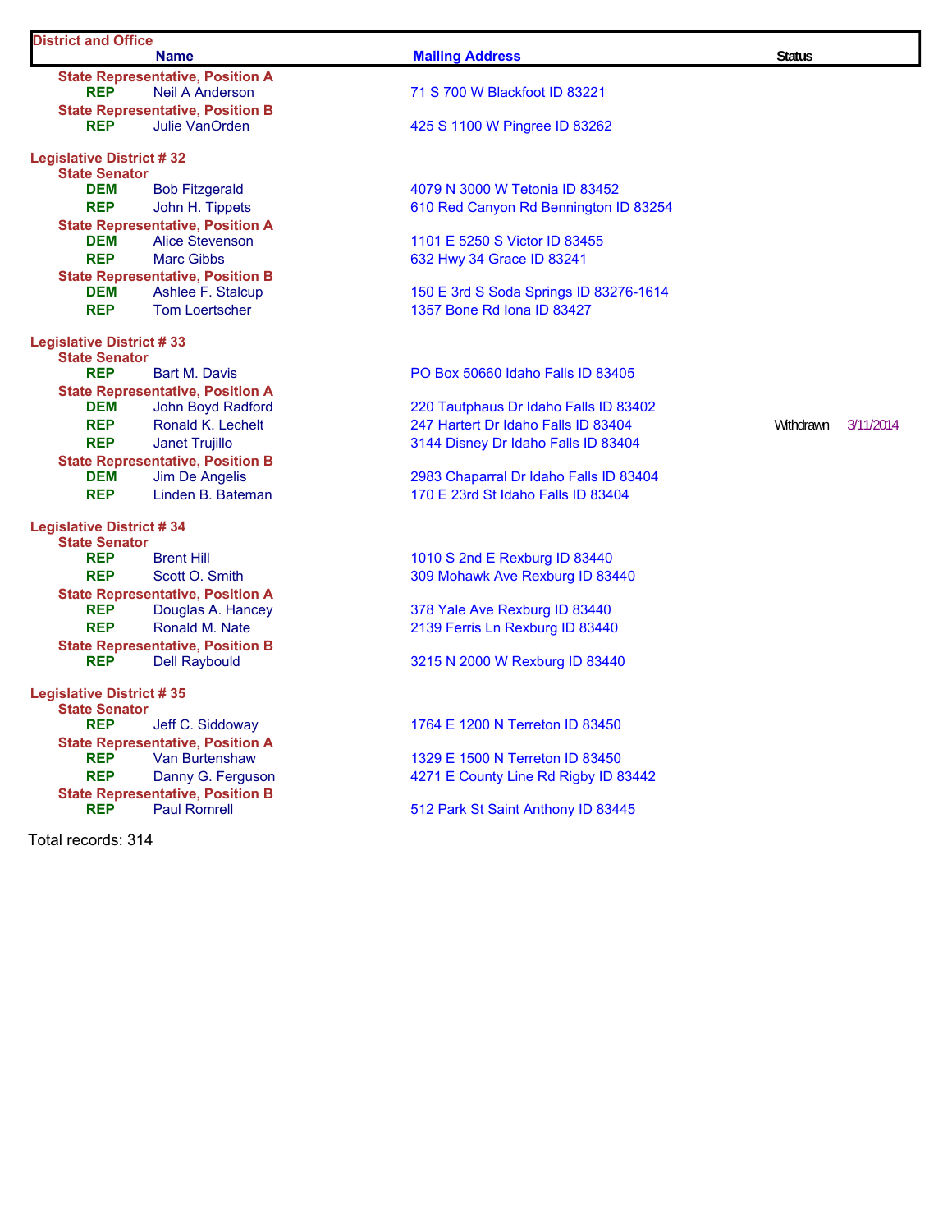| District and Office Name | | Mailing Address | Status | |
|---|---|---|---|---|
| **State Representative, Position A** | | | | |
| REP | Neil A Anderson | 71 S 700 W Blackfoot ID 83221 | | |
| **State Representative, Position B** | | | | |
| REP | Julie VanOrden | 425 S 1100 W Pingree ID 83262 | | |
| **Legislative District # 32** | | | | |
| **State Senator** | | | | |
| DEM | Bob Fitzgerald | 4079 N 3000 W Tetonia ID 83452 | | |
| REP | John H. Tippets | 610 Red Canyon Rd Bennington ID 83254 | | |
| **State Representative, Position A** | | | | |
| DEM | Alice Stevenson | 1101 E 5250 S Victor ID 83455 | | |
| REP | Marc Gibbs | 632 Hwy 34 Grace ID 83241 | | |
| **State Representative, Position B** | | | | |
| DEM | Ashlee F. Stalcup | 150 E 3rd S Soda Springs ID 83276-1614 | | |
| REP | Tom Loertscher | 1357 Bone Rd Iona ID 83427 | | |
| **Legislative District # 33** | | | | |
| **State Senator** | | | | |
| REP | Bart M. Davis | PO Box 50660 Idaho Falls ID 83405 | | |
| **State Representative, Position A** | | | | |
| DEM | John Boyd Radford | 220 Tautphaus Dr Idaho Falls ID 83402 | | |
| REP | Ronald K. Lechelt | 247 Hartert Dr Idaho Falls ID 83404 | Withdrawn | 3/11/2014 |
| REP | Janet Trujillo | 3144 Disney Dr Idaho Falls ID 83404 | | |
| **State Representative, Position B** | | | | |
| DEM | Jim De Angelis | 2983 Chaparral Dr Idaho Falls ID 83404 | | |
| REP | Linden B. Bateman | 170 E 23rd St Idaho Falls ID 83404 | | |
| **Legislative District # 34** | | | | |
| **State Senator** | | | | |
| REP | Brent Hill | 1010 S 2nd E Rexburg ID 83440 | | |
| REP | Scott O. Smith | 309 Mohawk Ave Rexburg ID 83440 | | |
| **State Representative, Position A** | | | | |
| REP | Douglas A. Hancey | 378 Yale Ave Rexburg ID 83440 | | |
| REP | Ronald M. Nate | 2139 Ferris Ln Rexburg ID 83440 | | |
| **State Representative, Position B** | | | | |
| REP | Dell Raybould | 3215 N 2000 W Rexburg ID 83440 | | |
| **Legislative District # 35** | | | | |
| **State Senator** | | | | |
| REP | Jeff C. Siddoway | 1764 E 1200 N Terreton ID 83450 | | |
| **State Representative, Position A** | | | | |
| REP | Van Burtenshaw | 1329 E 1500 N Terreton ID 83450 | | |
| REP | Danny G. Ferguson | 4271 E County Line Rd Rigby ID 83442 | | |
| **State Representative, Position B** | | | | |
| REP | Paul Romrell | 512 Park St Saint Anthony ID 83445 | | |

Total records: 314